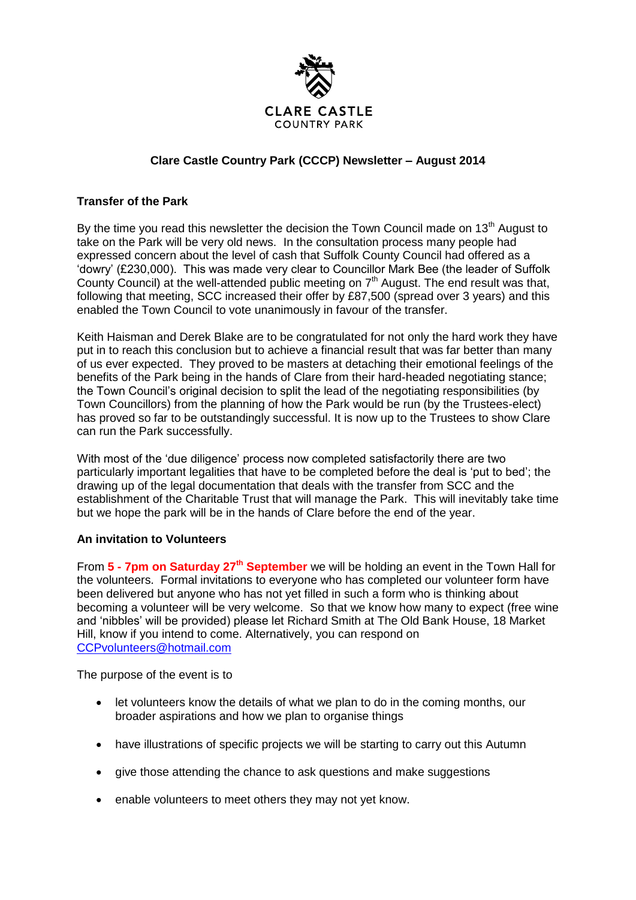CLARE CASTLE
COUNTRY PARK

# Clare Castle Country Park (CCCP) Newsletter – August 2014

## Transfer of the Park

By the time you read this newsletter the decision the Town Council made on 13th August to take on the Park will be very old news. In the consultation process many people had expressed concern about the level of cash that Suffolk County Council had offered as a 'dowry' (£230,000). This was made very clear to Councillor Mark Bee (the leader of Suffolk County Council) at the well-attended public meeting on 7th August. The end result was that, following that meeting, SCC increased their offer by £87,500 (spread over 3 years) and this enabled the Town Council to vote unanimously in favour of the transfer.

Keith Haisman and Derek Blake are to be congratulated for not only the hard work they have put in to reach this conclusion but to achieve a financial result that was far better than many of us ever expected. They proved to be masters at detaching their emotional feelings of the benefits of the Park being in the hands of Clare from their hard-headed negotiating stance; the Town Council's original decision to split the lead of the negotiating responsibilities (by Town Councillors) from the planning of how the Park would be run (by the Trustees-elect) has proved so far to be outstandingly successful. It is now up to the Trustees to show Clare can run the Park successfully.

With most of the 'due diligence' process now completed satisfactorily there are two particularly important legalities that have to be completed before the deal is 'put to bed'; the drawing up of the legal documentation that deals with the transfer from SCC and the establishment of the Charitable Trust that will manage the Park. This will inevitably take time but we hope the park will be in the hands of Clare before the end of the year.

## An invitation to Volunteers

From **5 - 7pm on Saturday 27th September** we will be holding an event in the Town Hall for the volunteers. Formal invitations to everyone who has completed our volunteer form have been delivered but anyone who has not yet filled in such a form who is thinking about becoming a volunteer will be very welcome. So that we know how many to expect (free wine and 'nibbles' will be provided) please let Richard Smith at The Old Bank House, 18 Market Hill, know if you intend to come. Alternatively, you can respond on CCPvolunteers@hotmail.com

The purpose of the event is to

- let volunteers know the details of what we plan to do in the coming months, our broader aspirations and how we plan to organise things
- have illustrations of specific projects we will be starting to carry out this Autumn
- give those attending the chance to ask questions and make suggestions
- enable volunteers to meet others they may not yet know.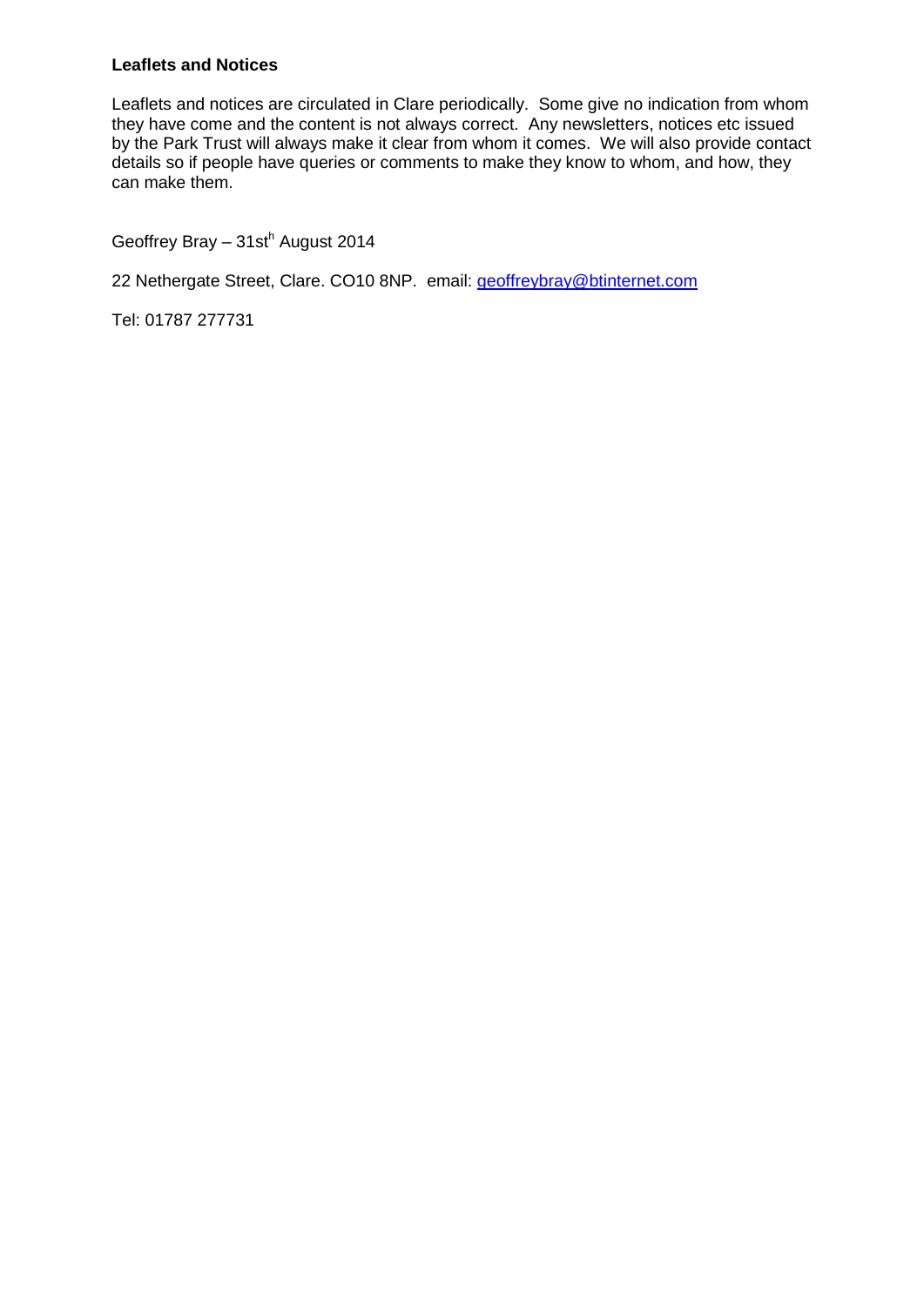**Leaflets and Notices**

Leaflets and notices are circulated in Clare periodically. Some give no indication from whom they have come and the content is not always correct. Any newsletters, notices etc issued by the Park Trust will always make it clear from whom it comes. We will also provide contact details so if people have queries or comments to make they know to whom, and how, they can make them.

Geoffrey Bray – 31st[h] August 2014

22 Nethergate Street, Clare. CO10 8NP. email: geoffreybray@btinternet.com

Tel: 01787 277731